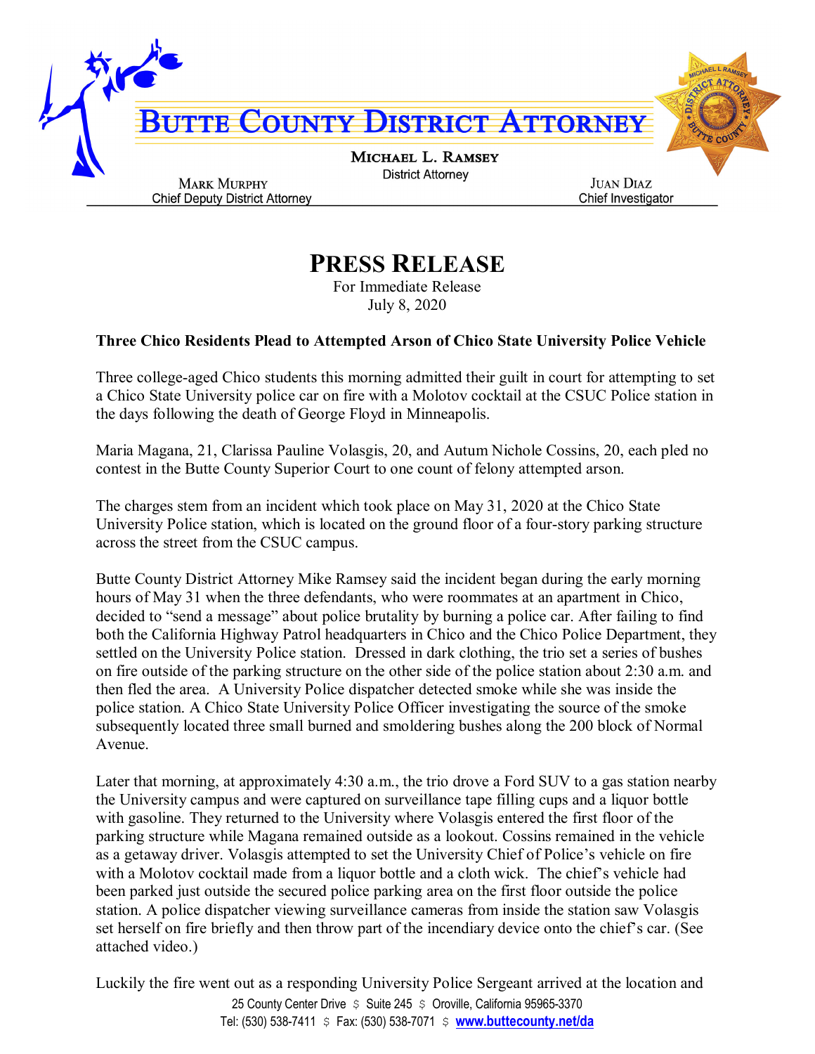# BUTTE COUNTY DISTRICT ATTORNEY

**MICHAEL L. RAMSEY**
District Attorney

**MARK MURPHY**
Chief Deputy District Attorney

**JUAN DIAZ**
Chief Investigator

## PRESS RELEASE

For Immediate Release
July 8, 2020

**Three Chico Residents Plead to Attempted Arson of Chico State University Police Vehicle**

Three college-aged Chico students this morning admitted their guilt in court for attempting to set a Chico State University police car on fire with a Molotov cocktail at the CSUC Police station in the days following the death of George Floyd in Minneapolis.

Maria Magana, 21, Clarissa Pauline Volasgis, 20, and Autum Nichole Cossins, 20, each pled no contest in the Butte County Superior Court to one count of felony attempted arson.

The charges stem from an incident which took place on May 31, 2020 at the Chico State University Police station, which is located on the ground floor of a four-story parking structure across the street from the CSUC campus.

Butte County District Attorney Mike Ramsey said the incident began during the early morning hours of May 31 when the three defendants, who were roommates at an apartment in Chico, decided to "send a message" about police brutality by burning a police car. After failing to find both the California Highway Patrol headquarters in Chico and the Chico Police Department, they settled on the University Police station. Dressed in dark clothing, the trio set a series of bushes on fire outside of the parking structure on the other side of the police station about 2:30 a.m. and then fled the area. A University Police dispatcher detected smoke while she was inside the police station. A Chico State University Police Officer investigating the source of the smoke subsequently located three small burned and smoldering bushes along the 200 block of Normal Avenue.

Later that morning, at approximately 4:30 a.m., the trio drove a Ford SUV to a gas station nearby the University campus and were captured on surveillance tape filling cups and a liquor bottle with gasoline. They returned to the University where Volasgis entered the first floor of the parking structure while Magana remained outside as a lookout. Cossins remained in the vehicle as a getaway driver. Volasgis attempted to set the University Chief of Police's vehicle on fire with a Molotov cocktail made from a liquor bottle and a cloth wick. The chief's vehicle had been parked just outside the secured police parking area on the first floor outside the police station. A police dispatcher viewing surveillance cameras from inside the station saw Volasgis set herself on fire briefly and then throw part of the incendiary device onto the chief's car. (See attached video.)

Luckily the fire went out as a responding University Police Sergeant arrived at the location and

25 County Center Drive $ Suite 245 $ Oroville, California 95965-3370
Tel: (530) 538-7411 $ Fax: (530) 538-7071 $ www.buttecounty.net/da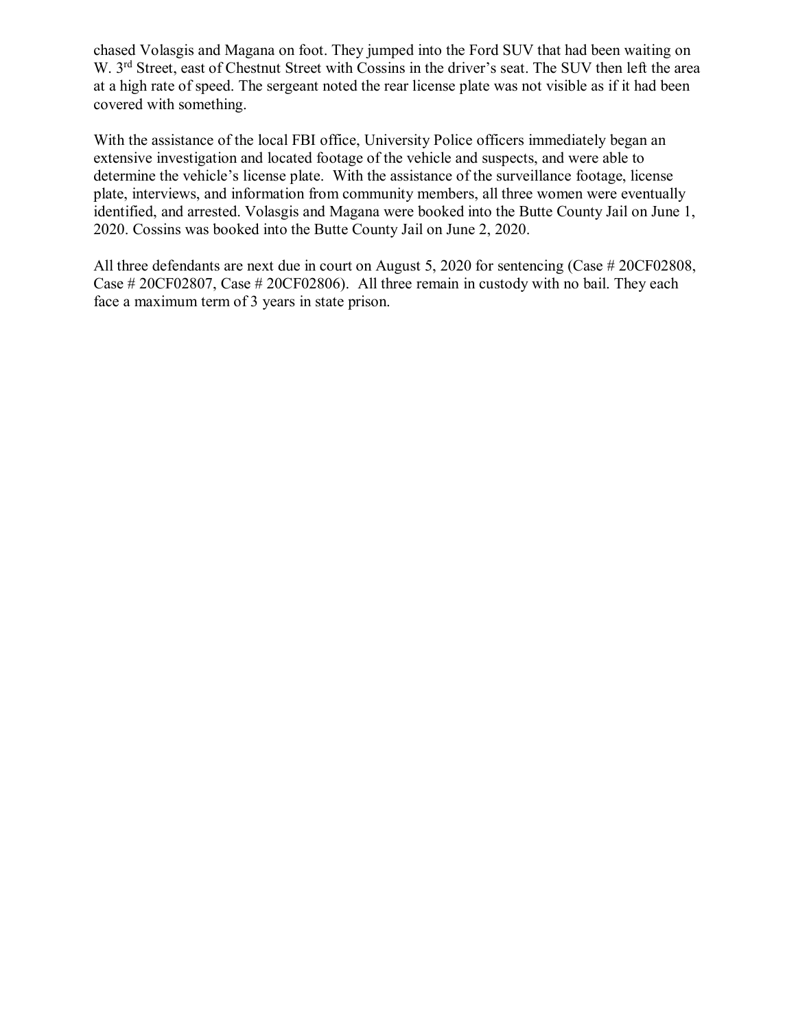chased Volasgis and Magana on foot. They jumped into the Ford SUV that had been waiting on W. 3rd Street, east of Chestnut Street with Cossins in the driver's seat. The SUV then left the area at a high rate of speed. The sergeant noted the rear license plate was not visible as if it had been covered with something.

With the assistance of the local FBI office, University Police officers immediately began an extensive investigation and located footage of the vehicle and suspects, and were able to determine the vehicle's license plate. With the assistance of the surveillance footage, license plate, interviews, and information from community members, all three women were eventually identified, and arrested. Volasgis and Magana were booked into the Butte County Jail on June 1, 2020. Cossins was booked into the Butte County Jail on June 2, 2020.

All three defendants are next due in court on August 5, 2020 for sentencing (Case # 20CF02808, Case # 20CF02807, Case # 20CF02806). All three remain in custody with no bail. They each face a maximum term of 3 years in state prison.